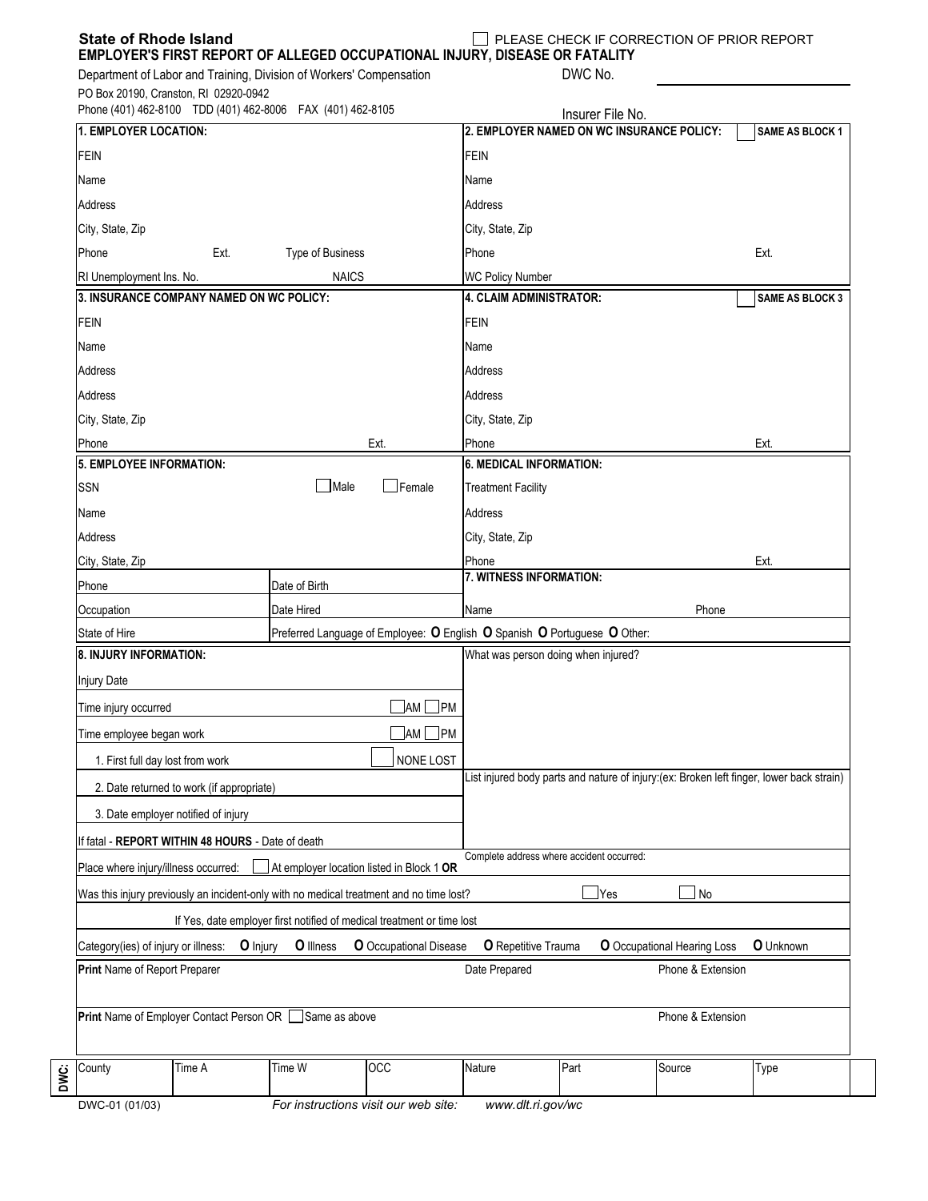**State of Rhode Island**

☐ PLEASE CHECK IF CORRECTION OF PRIOR REPORT

**EMPLOYER'S FIRST REPORT OF ALLEGED OCCUPATIONAL INJURY, DISEASE OR FATALITY**

Department of Labor and Training, Division of Workers' Compensation

PO Box 20190, Cranston, RI 02920-0942

Phone (401) 462-8100 TDD (401) 462-8006 FAX (401) 462-8105

DWC No. ____________

Insurer File No.

| **1. EMPLOYER LOCATION:** | | | **2. EMPLOYER NAMED ON WC INSURANCE POLICY:** ☐ **SAME AS BLOCK 1** | |
|---|---|---|---|---|
| FEIN | | | FEIN | |
| Name | | | Name | |
| Address | | | Address | |
| City, State, Zip | | | City, State, Zip | |
| Phone | Ext. | Type of Business | Phone | Ext. |
| RI Unemployment Ins. No. | | NAICS | WC Policy Number | |

| **3. INSURANCE COMPANY NAMED ON WC POLICY:** | | **4. CLAIM ADMINISTRATOR:** ☐ **SAME AS BLOCK 3** | |
|---|---|---|---|
| FEIN | | FEIN | |
| Name | | Name | |
| Address | | Address | |
| Address | | Address | |
| City, State, Zip | | City, State, Zip | |
| Phone | Ext. | Phone | Ext. |

| **5. EMPLOYEE INFORMATION:** | | | **6. MEDICAL INFORMATION:** | |
|---|---|---|---|---|
| SSN | ☐ Male | ☐ Female | Treatment Facility | |
| Name | | | Address | |
| Address | | | City, State, Zip | |
| City, State, Zip | | | Phone | Ext. |
| Phone | Date of Birth | | **7. WITNESS INFORMATION:** | |
| Occupation | Date Hired | | Name | Phone |
| State of Hire | Preferred Language of Employee: O English O Spanish O Portuguese O Other: | | | |

| **8. INJURY INFORMATION:** | | What was person doing when injured? |
|---|---|---|
| Injury Date | | |
| Time injury occurred | ☐ AM ☐ PM | |
| Time employee began work | ☐ AM ☐ PM | |
| 1. First full day lost from work | ☐ NONE LOST | |
| 2. Date returned to work (if appropriate) | | List injured body parts and nature of injury: (ex: Broken left finger, lower back strain) |
| 3. Date employer notified of injury | | |
| If fatal - **REPORT WITHIN 48 HOURS** - Date of death | | |
| Place where injury/illness occurred: | ☐ At employer location listed in Block 1 **OR** | Complete address where accident occurred: |

Was this injury previously an incident-only with no medical treatment and no time lost? ☐ Yes ☐ No

If Yes, date employer first notified of medical treatment or time lost

Category(ies) of injury or illness: **O** Injury **O** Illness **O** Occupational Disease **O** Repetitive Trauma **O** Occupational Hearing Loss **O** Unknown

| **Print** Name of Report Preparer | Date Prepared | Phone & Extension |
|---|---|---|
| | | |
| **Print** Name of Employer Contact Person OR ☐ Same as above | | Phone & Extension |
| | | |

| DWC: | County | Time A | Time W | OCC | Nature | Part | Source | Type |
|---|---|---|---|---|---|---|---|---|
| | | | | | | | | |

DWC-01 (01/03) *For instructions visit our web site: www.dlt.ri.gov/wc*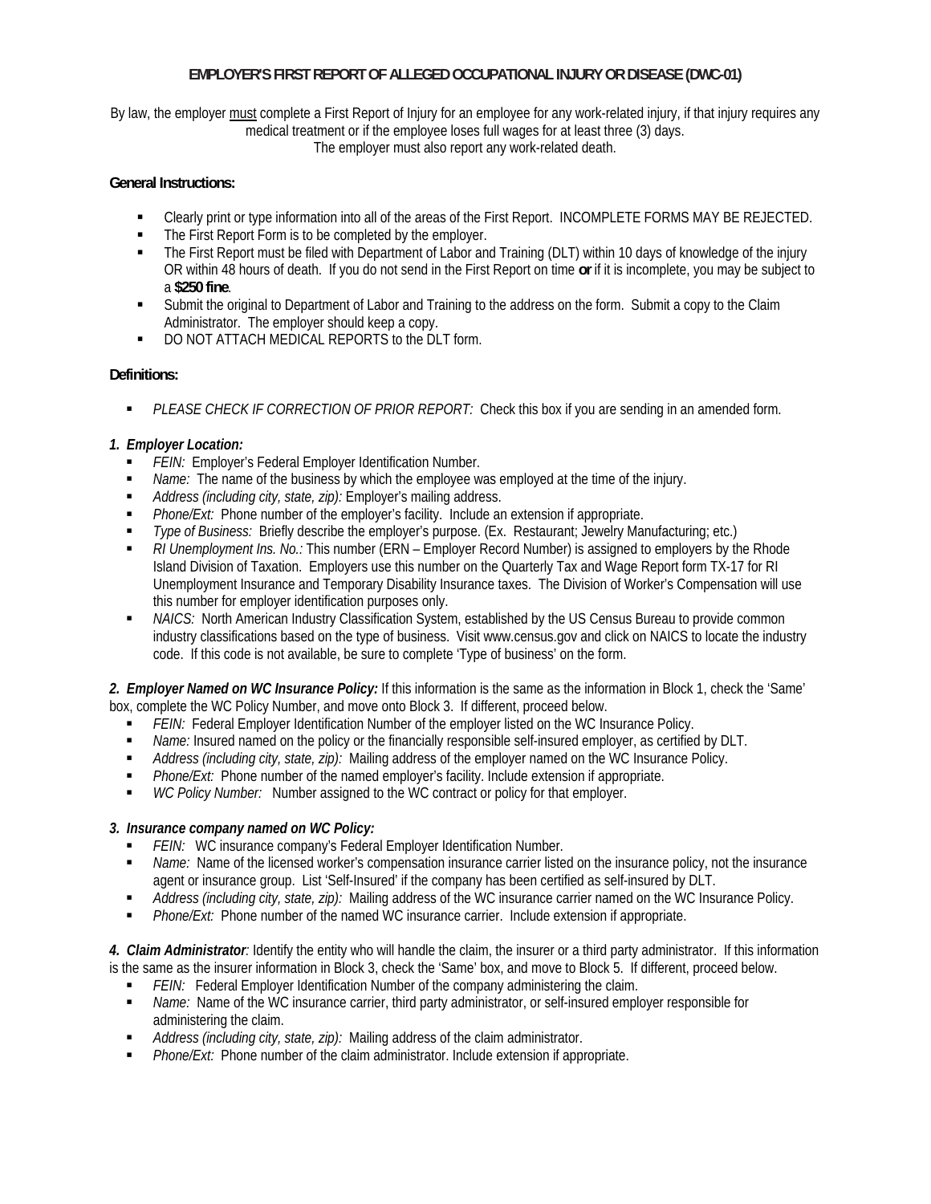# EMPLOYER'S FIRST REPORT OF ALLEGED OCCUPATIONAL INJURY OR DISEASE (DWC-01)

By law, the employer must complete a First Report of Injury for an employee for any work-related injury, if that injury requires any medical treatment or if the employee loses full wages for at least three (3) days.
The employer must also report any work-related death.

### General Instructions:

- Clearly print or type information into all of the areas of the First Report. INCOMPLETE FORMS MAY BE REJECTED.
- The First Report Form is to be completed by the employer.
- The First Report must be filed with Department of Labor and Training (DLT) within 10 days of knowledge of the injury OR within 48 hours of death. If you do not send in the First Report on time **or** if it is incomplete, you may be subject to a **$250 fine**.
- Submit the original to Department of Labor and Training to the address on the form. Submit a copy to the Claim Administrator. The employer should keep a copy.
- DO NOT ATTACH MEDICAL REPORTS to the DLT form.

### Definitions:

- *PLEASE CHECK IF CORRECTION OF PRIOR REPORT:* Check this box if you are sending in an amended form.

***1. Employer Location:***

- *FEIN:* Employer's Federal Employer Identification Number.
- *Name:* The name of the business by which the employee was employed at the time of the injury.
- *Address (including city, state, zip):* Employer's mailing address.
- *Phone/Ext:* Phone number of the employer's facility. Include an extension if appropriate.
- *Type of Business:* Briefly describe the employer's purpose. (Ex. Restaurant; Jewelry Manufacturing; etc.)
- *RI Unemployment Ins. No.:* This number (ERN – Employer Record Number) is assigned to employers by the Rhode Island Division of Taxation. Employers use this number on the Quarterly Tax and Wage Report form TX-17 for RI Unemployment Insurance and Temporary Disability Insurance taxes. The Division of Worker's Compensation will use this number for employer identification purposes only.
- *NAICS:* North American Industry Classification System, established by the US Census Bureau to provide common industry classifications based on the type of business. Visit www.census.gov and click on NAICS to locate the industry code. If this code is not available, be sure to complete 'Type of business' on the form.

***2. Employer Named on WC Insurance Policy:*** If this information is the same as the information in Block 1, check the 'Same' box, complete the WC Policy Number, and move onto Block 3. If different, proceed below.

- *FEIN:* Federal Employer Identification Number of the employer listed on the WC Insurance Policy.
- *Name:* Insured named on the policy or the financially responsible self-insured employer, as certified by DLT.
- *Address (including city, state, zip):* Mailing address of the employer named on the WC Insurance Policy.
- *Phone/Ext:* Phone number of the named employer's facility. Include extension if appropriate.
- *WC Policy Number:* Number assigned to the WC contract or policy for that employer.

***3. Insurance company named on WC Policy:***

- *FEIN:* WC insurance company's Federal Employer Identification Number.
- *Name:* Name of the licensed worker's compensation insurance carrier listed on the insurance policy, not the insurance agent or insurance group. List 'Self-Insured' if the company has been certified as self-insured by DLT.
- *Address (including city, state, zip):* Mailing address of the WC insurance carrier named on the WC Insurance Policy.
- *Phone/Ext:* Phone number of the named WC insurance carrier. Include extension if appropriate.

***4. Claim Administrator****:* Identify the entity who will handle the claim, the insurer or a third party administrator. If this information is the same as the insurer information in Block 3, check the 'Same' box, and move to Block 5. If different, proceed below.

- *FEIN:* Federal Employer Identification Number of the company administering the claim.
- *Name:* Name of the WC insurance carrier, third party administrator, or self-insured employer responsible for administering the claim.
- *Address (including city, state, zip):* Mailing address of the claim administrator.
- *Phone/Ext:* Phone number of the claim administrator. Include extension if appropriate.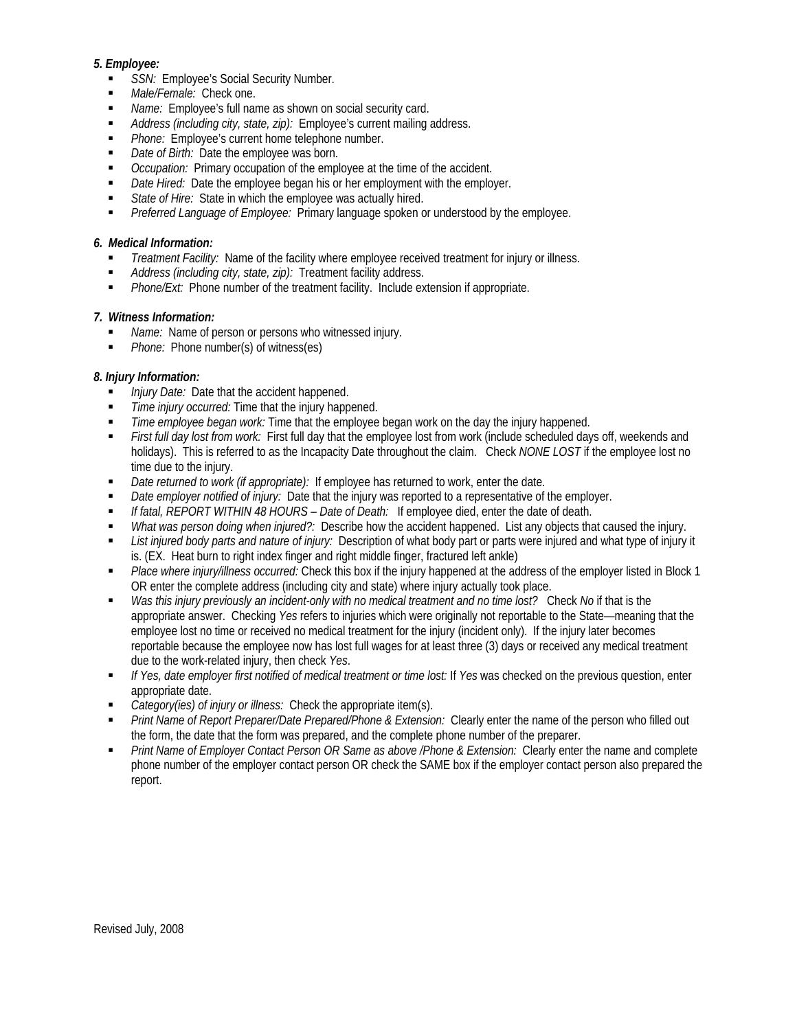***5. Employee:***

- *SSN:* Employee's Social Security Number.
- *Male/Female:* Check one.
- *Name:* Employee's full name as shown on social security card.
- *Address (including city, state, zip):* Employee's current mailing address.
- *Phone:* Employee's current home telephone number.
- *Date of Birth:* Date the employee was born.
- *Occupation:* Primary occupation of the employee at the time of the accident.
- *Date Hired:* Date the employee began his or her employment with the employer.
- *State of Hire:* State in which the employee was actually hired.
- *Preferred Language of Employee:* Primary language spoken or understood by the employee.

***6. Medical Information:***

- *Treatment Facility:* Name of the facility where employee received treatment for injury or illness.
- *Address (including city, state, zip):* Treatment facility address.
- *Phone/Ext:* Phone number of the treatment facility. Include extension if appropriate.

***7. Witness Information:***

- *Name:* Name of person or persons who witnessed injury.
- *Phone:* Phone number(s) of witness(es)

***8. Injury Information:***

- *Injury Date:* Date that the accident happened.
- *Time injury occurred:* Time that the injury happened.
- *Time employee began work:* Time that the employee began work on the day the injury happened.
- *First full day lost from work:* First full day that the employee lost from work (include scheduled days off, weekends and holidays). This is referred to as the Incapacity Date throughout the claim. Check *NONE LOST* if the employee lost no time due to the injury.
- *Date returned to work (if appropriate):* If employee has returned to work, enter the date.
- *Date employer notified of injury:* Date that the injury was reported to a representative of the employer.
- *If fatal, REPORT WITHIN 48 HOURS – Date of Death:* If employee died, enter the date of death.
- *What was person doing when injured?:* Describe how the accident happened. List any objects that caused the injury.
- *List injured body parts and nature of injury:* Description of what body part or parts were injured and what type of injury it is. (EX. Heat burn to right index finger and right middle finger, fractured left ankle)
- *Place where injury/illness occurred:* Check this box if the injury happened at the address of the employer listed in Block 1 OR enter the complete address (including city and state) where injury actually took place.
- *Was this injury previously an incident-only with no medical treatment and no time lost?* Check *No* if that is the appropriate answer. Checking *Yes* refers to injuries which were originally not reportable to the State—meaning that the employee lost no time or received no medical treatment for the injury (incident only). If the injury later becomes reportable because the employee now has lost full wages for at least three (3) days or received any medical treatment due to the work-related injury, then check *Yes*.
- *If Yes, date employer first notified of medical treatment or time lost:* If *Yes* was checked on the previous question, enter appropriate date.
- *Category(ies) of injury or illness:* Check the appropriate item(s).
- *Print Name of Report Preparer/Date Prepared/Phone & Extension:* Clearly enter the name of the person who filled out the form, the date that the form was prepared, and the complete phone number of the preparer.
- *Print Name of Employer Contact Person OR Same as above /Phone & Extension:* Clearly enter the name and complete phone number of the employer contact person OR check the SAME box if the employer contact person also prepared the report.

Revised July, 2008